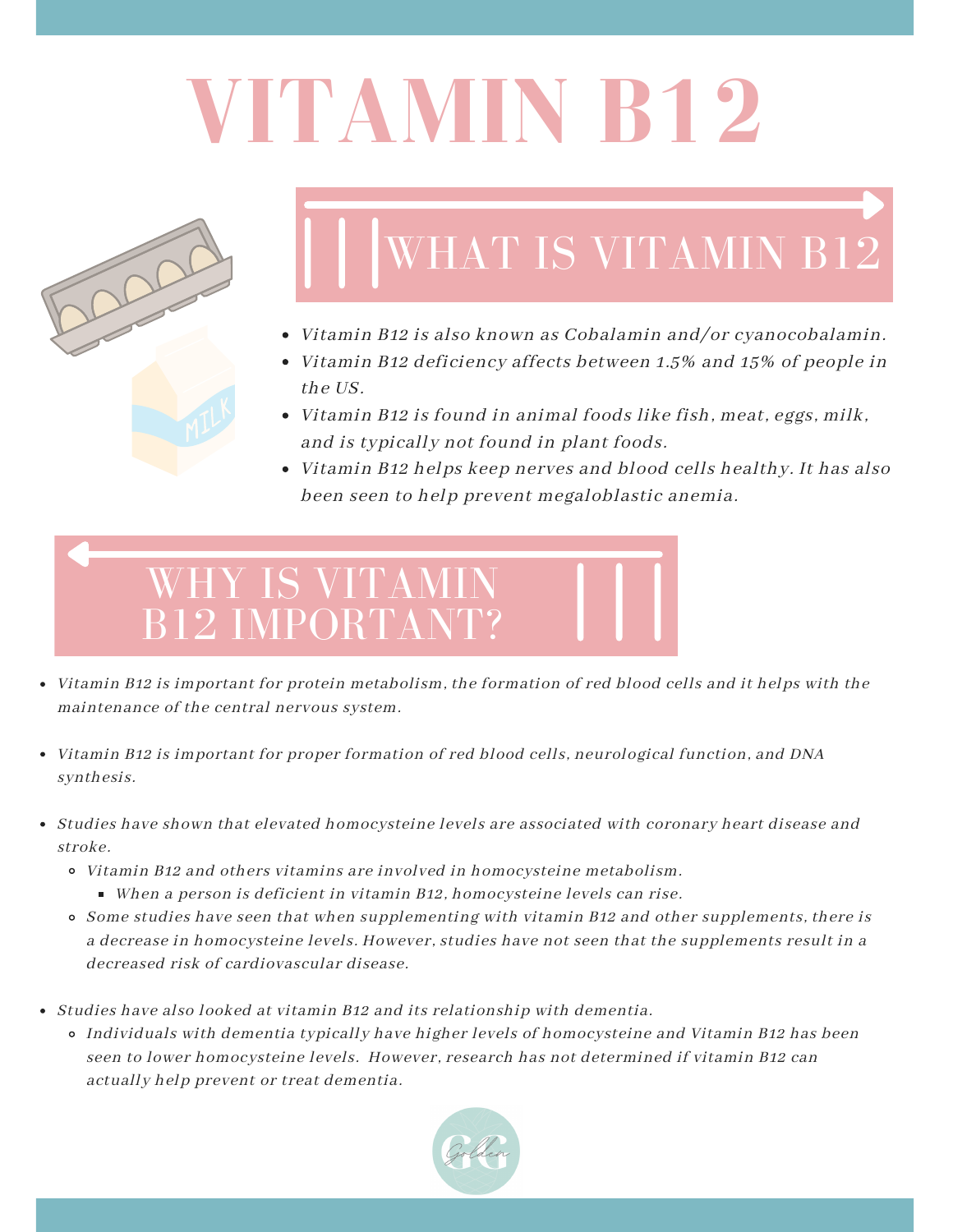# VITAMIN B12

## WHAT IS VITAMIN B12

- *Vitamin B12 is also known as Cobalamin and/or cyanocobalamin.*
- *Vitamin B12 deficiency affects between 1.5% and 15% of people in the US.*
- *Vitamin B12 is found in animal foods like fish, meat, eggs, milk, and is typically not found in plant foods.*
- *Vitamin B12 helps keep nerves and blood cells healthy. It has also been seen to help prevent megaloblastic anemia.*

## WHY IS VITAMIN B12 IMPORTANT?

- *Vitamin B12 is important for protein metabolism, the formation of red blood cells and it helps with the maintenance of the central nervous system.*
- *Vitamin B12 is important for proper formation of red blood cells, neurological function, and DNA synthesis.*
- *Studies have shown that elevated homocysteine levels are associated with coronary heart disease and stroke.*
  - *Vitamin B12 and others vitamins are involved in homocysteine metabolism.*
    - *When a person is deficient in vitamin B12, homocysteine levels can rise.*
  - *Some studies have seen that when supplementing with vitamin B12 and other supplements, there is a decrease in homocysteine levels. However, studies have not seen that the supplements result in a decreased risk of cardiovascular disease.*
- *Studies have also looked at vitamin B12 and its relationship with dementia.*
  - *Individuals with dementia typically have higher levels of homocysteine and Vitamin B12 has been seen to lower homocysteine levels. However, research has not determined if vitamin B12 can actually help prevent or treat dementia.*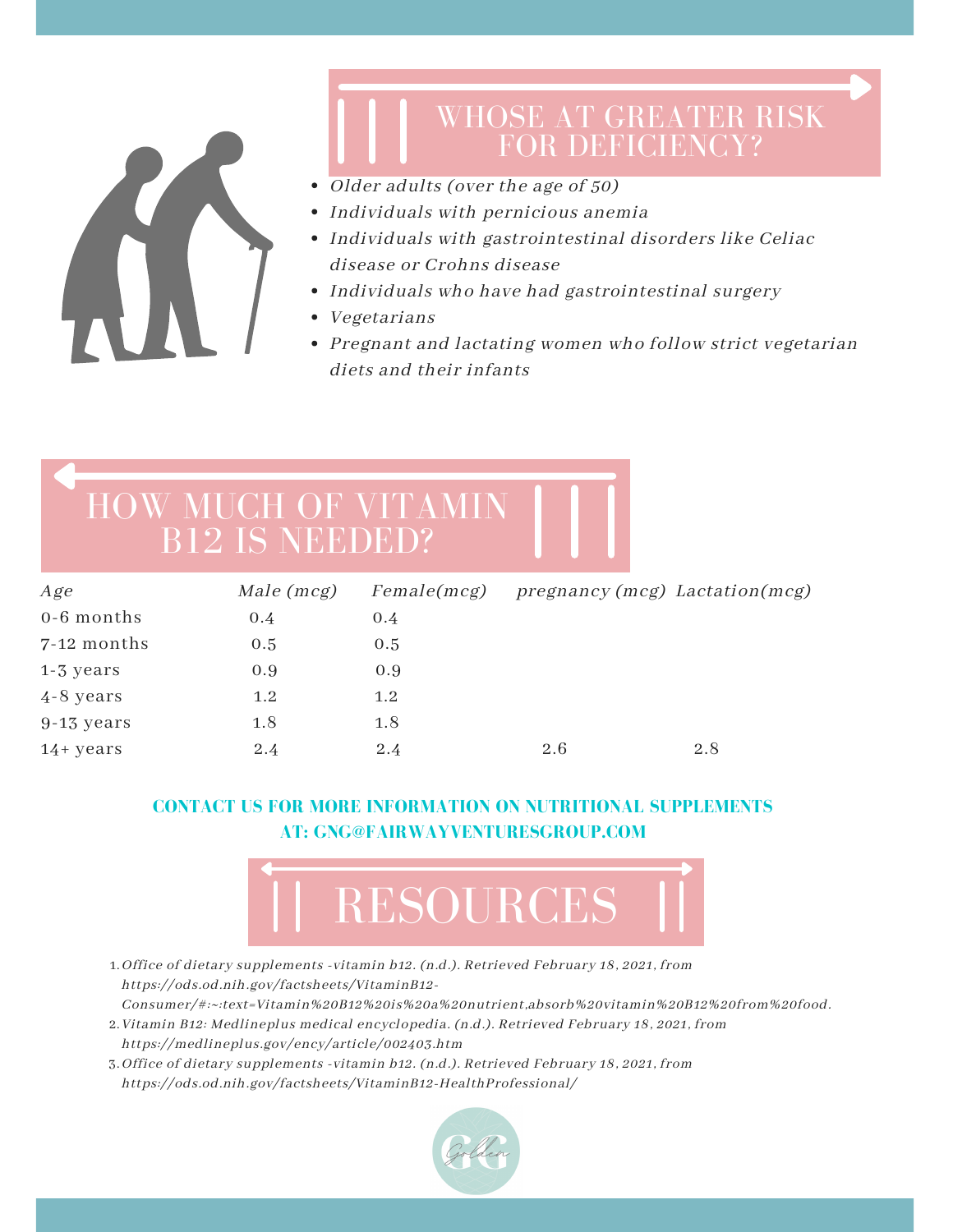## WHOSE AT GREATER RISK FOR DEFICIENCY?

- *Older adults (over the age of 50)*
- *Individuals with pernicious anemia*
- *Individuals with gastrointestinal disorders like Celiac disease or Crohns disease*
- *Individuals who have had gastrointestinal surgery*
- *Vegetarians*
- *Pregnant and lactating women who follow strict vegetarian diets and their infants*

## HOW MUCH OF VITAMIN B12 IS NEEDED?

| *Age* | *Male (mcg)* | *Female(mcg)* | *pregnancy (mcg)* | *Lactation(mcg)* |
|---|---|---|---|---|
| 0-6 months | 0.4 | 0.4 | | |
| 7-12 months | 0.5 | 0.5 | | |
| 1-3 years | 0.9 | 0.9 | | |
| 4-8 years | 1.2 | 1.2 | | |
| 9-13 years | 1.8 | 1.8 | | |
| 14+ years | 2.4 | 2.4 | 2.6 | 2.8 |

**CONTACT US FOR MORE INFORMATION ON NUTRITIONAL SUPPLEMENTS AT: GNG@FAIRWAYVENTURESGROUP.COM**

## RESOURCES

1. *Office of dietary supplements -vitamin b12. (n.d.). Retrieved February 18, 2021, from https://ods.od.nih.gov/factsheets/VitaminB12-Consumer/#:~:text=Vitamin%20B12%20is%20a%20nutrient,absorb%20vitamin%20B12%20from%20food.*
2. *Vitamin B12: Medlineplus medical encyclopedia. (n.d.). Retrieved February 18, 2021, from https://medlineplus.gov/ency/article/002403.htm*
3. *Office of dietary supplements -vitamin b12. (n.d.). Retrieved February 18, 2021, from https://ods.od.nih.gov/factsheets/VitaminB12-HealthProfessional/*